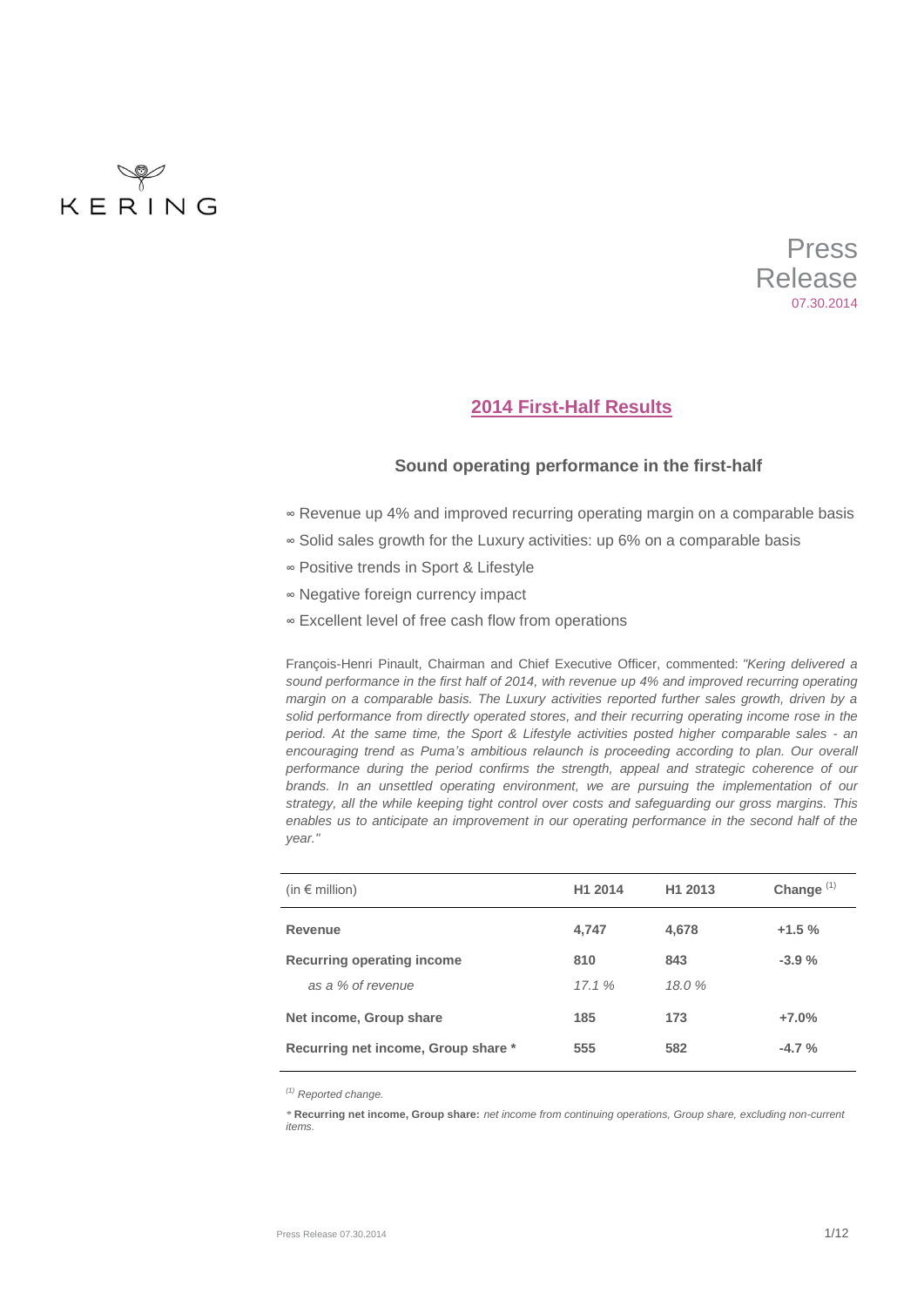KERING

Press Release
07.30.2014

# 2014 First-Half Results

## Sound operating performance in the first-half

- Revenue up 4% and improved recurring operating margin on a comparable basis
- Solid sales growth for the Luxury activities: up 6% on a comparable basis
- Positive trends in Sport & Lifestyle
- Negative foreign currency impact
- Excellent level of free cash flow from operations

François-Henri Pinault, Chairman and Chief Executive Officer, commented: *"Kering delivered a sound performance in the first half of 2014, with revenue up 4% and improved recurring operating margin on a comparable basis. The Luxury activities reported further sales growth, driven by a solid performance from directly operated stores, and their recurring operating income rose in the period. At the same time, the Sport & Lifestyle activities posted higher comparable sales - an encouraging trend as Puma's ambitious relaunch is proceeding according to plan. Our overall performance during the period confirms the strength, appeal and strategic coherence of our brands. In an unsettled operating environment, we are pursuing the implementation of our strategy, all the while keeping tight control over costs and safeguarding our gross margins. This enables us to anticipate an improvement in our operating performance in the second half of the year."*

| (in € million) | H1 2014 | H1 2013 | Change [(1)] |
|---|---|---|---|
| **Revenue** | **4,747** | **4,678** | **+1.5 %** |
| **Recurring operating income** | **810** | **843** | **-3.9 %** |
| *as a % of revenue* | *17.1 %* | *18.0 %* | |
| **Net income, Group share** | **185** | **173** | **+7.0%** |
| **Recurring net income, Group share *** | **555** | **582** | **-4.7 %** |

[(1)] *Reported change.*

* **Recurring net income, Group share:** *net income from continuing operations, Group share, excluding non-current items.*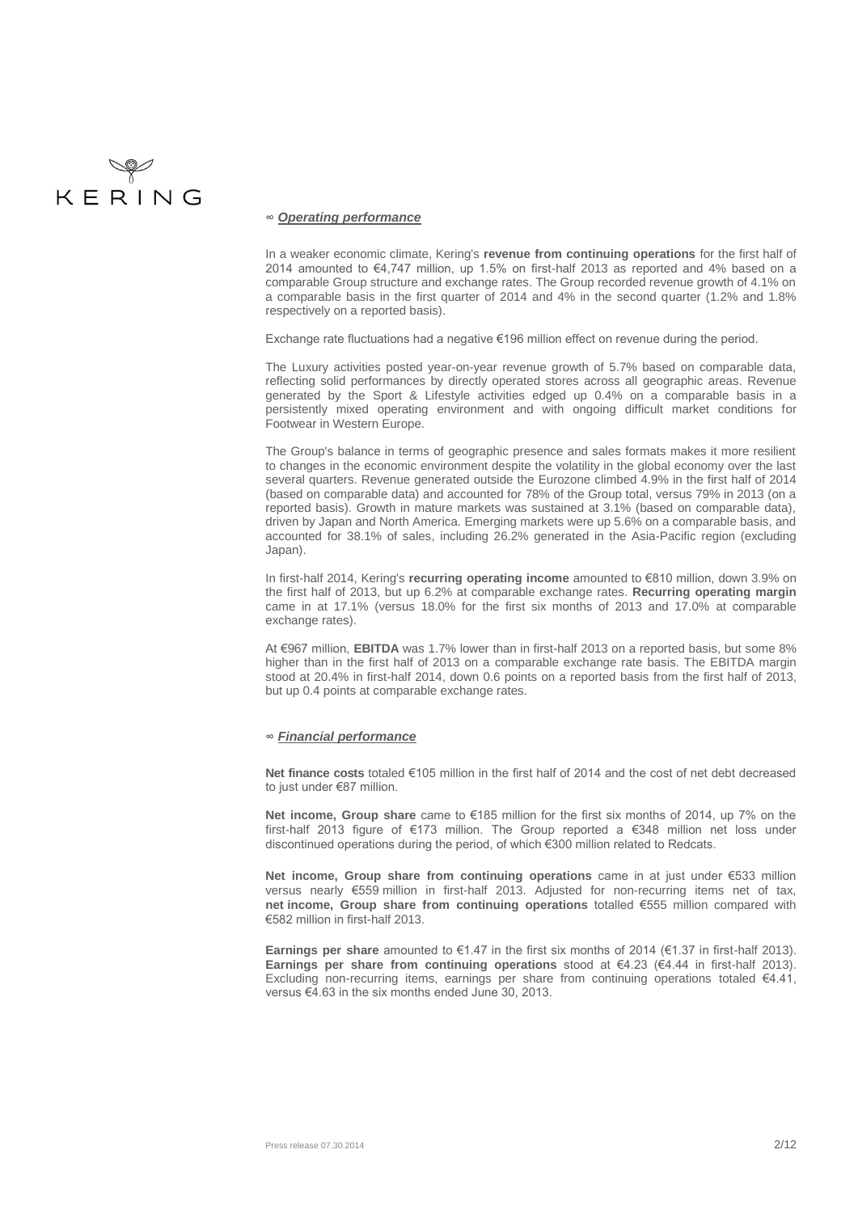## ∞ *Operating performance*

In a weaker economic climate, Kering's **revenue from continuing operations** for the first half of 2014 amounted to €4,747 million, up 1.5% on first-half 2013 as reported and 4% based on a comparable Group structure and exchange rates. The Group recorded revenue growth of 4.1% on a comparable basis in the first quarter of 2014 and 4% in the second quarter (1.2% and 1.8% respectively on a reported basis).

Exchange rate fluctuations had a negative €196 million effect on revenue during the period.

The Luxury activities posted year-on-year revenue growth of 5.7% based on comparable data, reflecting solid performances by directly operated stores across all geographic areas. Revenue generated by the Sport & Lifestyle activities edged up 0.4% on a comparable basis in a persistently mixed operating environment and with ongoing difficult market conditions for Footwear in Western Europe.

The Group's balance in terms of geographic presence and sales formats makes it more resilient to changes in the economic environment despite the volatility in the global economy over the last several quarters. Revenue generated outside the Eurozone climbed 4.9% in the first half of 2014 (based on comparable data) and accounted for 78% of the Group total, versus 79% in 2013 (on a reported basis). Growth in mature markets was sustained at 3.1% (based on comparable data), driven by Japan and North America. Emerging markets were up 5.6% on a comparable basis, and accounted for 38.1% of sales, including 26.2% generated in the Asia-Pacific region (excluding Japan).

In first-half 2014, Kering's **recurring operating income** amounted to €810 million, down 3.9% on the first half of 2013, but up 6.2% at comparable exchange rates. **Recurring operating margin** came in at 17.1% (versus 18.0% for the first six months of 2013 and 17.0% at comparable exchange rates).

At €967 million, **EBITDA** was 1.7% lower than in first-half 2013 on a reported basis, but some 8% higher than in the first half of 2013 on a comparable exchange rate basis. The EBITDA margin stood at 20.4% in first-half 2014, down 0.6 points on a reported basis from the first half of 2013, but up 0.4 points at comparable exchange rates.

## ∞ *Financial performance*

**Net finance costs** totaled €105 million in the first half of 2014 and the cost of net debt decreased to just under €87 million.

**Net income, Group share** came to €185 million for the first six months of 2014, up 7% on the first-half 2013 figure of €173 million. The Group reported a €348 million net loss under discontinued operations during the period, of which €300 million related to Redcats.

**Net income, Group share from continuing operations** came in at just under €533 million versus nearly €559 million in first-half 2013. Adjusted for non-recurring items net of tax, **net income, Group share from continuing operations** totalled €555 million compared with €582 million in first-half 2013.

**Earnings per share** amounted to €1.47 in the first six months of 2014 (€1.37 in first-half 2013). **Earnings per share from continuing operations** stood at €4.23 (€4.44 in first-half 2013). Excluding non-recurring items, earnings per share from continuing operations totaled €4.41, versus €4.63 in the six months ended June 30, 2013.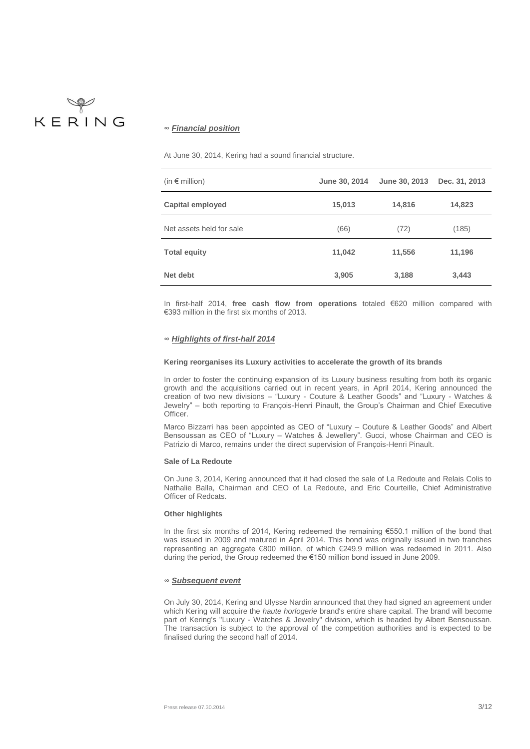## ∞ *Financial position*

At June 30, 2014, Kering had a sound financial structure.

| (in € million) | June 30, 2014 | June 30, 2013 | Dec. 31, 2013 |
|---|---|---|---|
| **Capital employed** | **15,013** | **14,816** | **14,823** |
| Net assets held for sale | (66) | (72) | (185) |
| **Total equity** | **11,042** | **11,556** | **11,196** |
| **Net debt** | **3,905** | **3,188** | **3,443** |

In first-half 2014, **free cash flow from operations** totaled €620 million compared with €393 million in the first six months of 2013.

## ∞ *Highlights of first-half 2014*

**Kering reorganises its Luxury activities to accelerate the growth of its brands**

In order to foster the continuing expansion of its Luxury business resulting from both its organic growth and the acquisitions carried out in recent years, in April 2014, Kering announced the creation of two new divisions – "Luxury - Couture & Leather Goods" and "Luxury - Watches & Jewelry" – both reporting to François-Henri Pinault, the Group's Chairman and Chief Executive Officer.

Marco Bizzarri has been appointed as CEO of "Luxury – Couture & Leather Goods" and Albert Bensoussan as CEO of "Luxury – Watches & Jewellery". Gucci, whose Chairman and CEO is Patrizio di Marco, remains under the direct supervision of François-Henri Pinault.

**Sale of La Redoute**

On June 3, 2014, Kering announced that it had closed the sale of La Redoute and Relais Colis to Nathalie Balla, Chairman and CEO of La Redoute, and Eric Courteille, Chief Administrative Officer of Redcats.

**Other highlights**

In the first six months of 2014, Kering redeemed the remaining €550.1 million of the bond that was issued in 2009 and matured in April 2014. This bond was originally issued in two tranches representing an aggregate €800 million, of which €249.9 million was redeemed in 2011. Also during the period, the Group redeemed the €150 million bond issued in June 2009.

## ∞ *Subsequent event*

On July 30, 2014, Kering and Ulysse Nardin announced that they had signed an agreement under which Kering will acquire the *haute horlogerie* brand's entire share capital. The brand will become part of Kering's "Luxury - Watches & Jewelry" division, which is headed by Albert Bensoussan. The transaction is subject to the approval of the competition authorities and is expected to be finalised during the second half of 2014.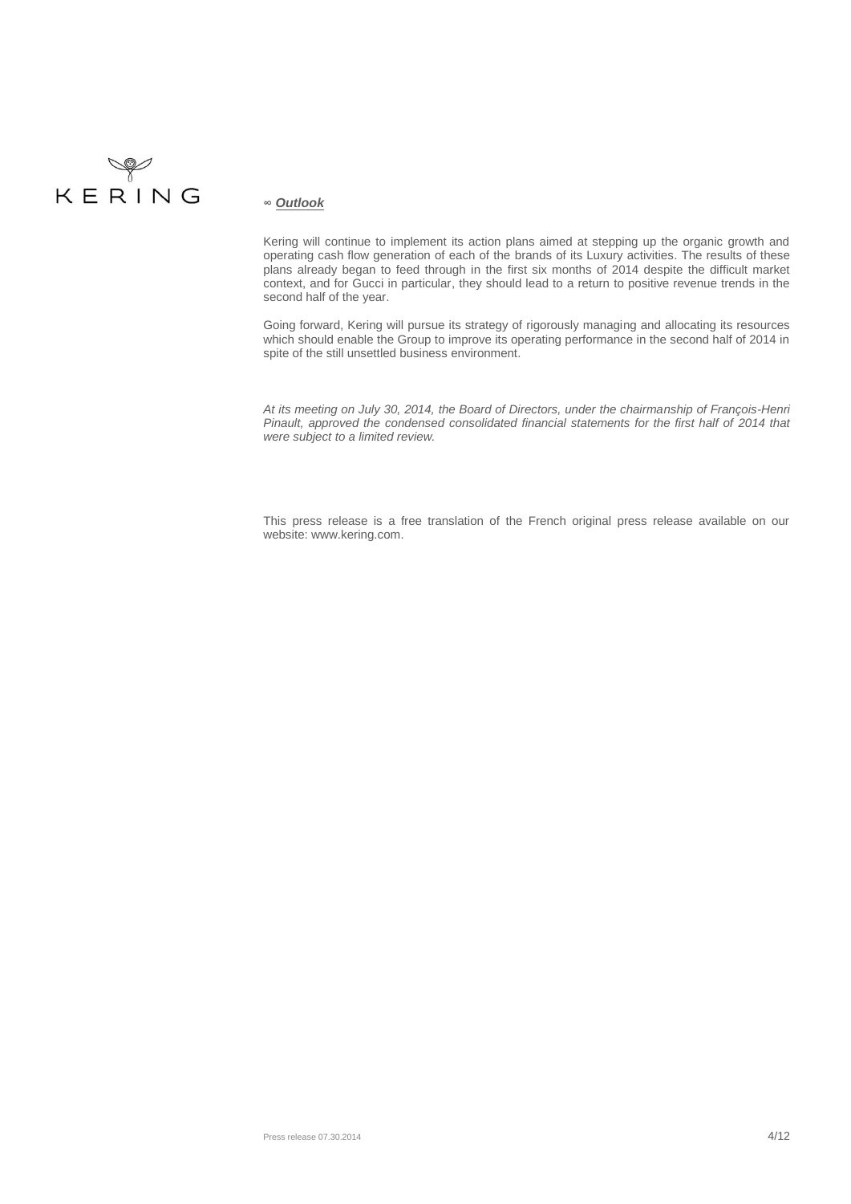## ∞ ***Outlook***

Kering will continue to implement its action plans aimed at stepping up the organic growth and operating cash flow generation of each of the brands of its Luxury activities. The results of these plans already began to feed through in the first six months of 2014 despite the difficult market context, and for Gucci in particular, they should lead to a return to positive revenue trends in the second half of the year.

Going forward, Kering will pursue its strategy of rigorously managing and allocating its resources which should enable the Group to improve its operating performance in the second half of 2014 in spite of the still unsettled business environment.

*At its meeting on July 30, 2014, the Board of Directors, under the chairmanship of François-Henri Pinault, approved the condensed consolidated financial statements for the first half of 2014 that were subject to a limited review.*

This press release is a free translation of the French original press release available on our website: www.kering.com.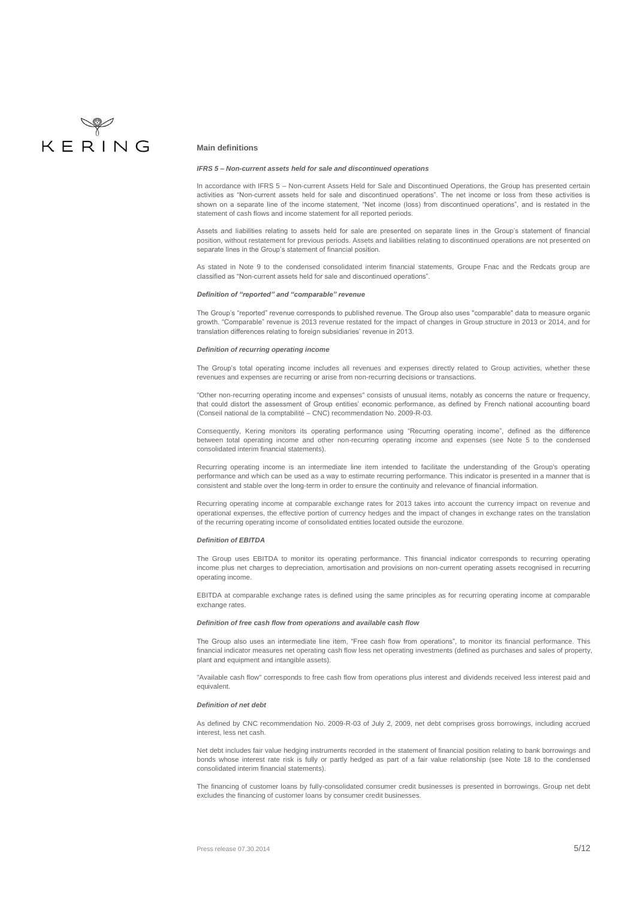## Main definitions

### *IFRS 5 – Non-current assets held for sale and discontinued operations*

In accordance with IFRS 5 – Non-current Assets Held for Sale and Discontinued Operations, the Group has presented certain activities as "Non-current assets held for sale and discontinued operations". The net income or loss from these activities is shown on a separate line of the income statement, "Net income (loss) from discontinued operations", and is restated in the statement of cash flows and income statement for all reported periods.

Assets and liabilities relating to assets held for sale are presented on separate lines in the Group's statement of financial position, without restatement for previous periods. Assets and liabilities relating to discontinued operations are not presented on separate lines in the Group's statement of financial position.

As stated in Note 9 to the condensed consolidated interim financial statements, Groupe Fnac and the Redcats group are classified as "Non-current assets held for sale and discontinued operations".

### *Definition of "reported" and "comparable" revenue*

The Group's "reported" revenue corresponds to published revenue. The Group also uses "comparable" data to measure organic growth. "Comparable" revenue is 2013 revenue restated for the impact of changes in Group structure in 2013 or 2014, and for translation differences relating to foreign subsidiaries' revenue in 2013.

### *Definition of recurring operating income*

The Group's total operating income includes all revenues and expenses directly related to Group activities, whether these revenues and expenses are recurring or arise from non-recurring decisions or transactions.

"Other non-recurring operating income and expenses" consists of unusual items, notably as concerns the nature or frequency, that could distort the assessment of Group entities' economic performance, as defined by French national accounting board (Conseil national de la comptabilité – CNC) recommendation No. 2009-R-03.

Consequently, Kering monitors its operating performance using "Recurring operating income", defined as the difference between total operating income and other non-recurring operating income and expenses (see Note 5 to the condensed consolidated interim financial statements).

Recurring operating income is an intermediate line item intended to facilitate the understanding of the Group's operating performance and which can be used as a way to estimate recurring performance. This indicator is presented in a manner that is consistent and stable over the long-term in order to ensure the continuity and relevance of financial information.

Recurring operating income at comparable exchange rates for 2013 takes into account the currency impact on revenue and operational expenses, the effective portion of currency hedges and the impact of changes in exchange rates on the translation of the recurring operating income of consolidated entities located outside the eurozone.

### *Definition of EBITDA*

The Group uses EBITDA to monitor its operating performance. This financial indicator corresponds to recurring operating income plus net charges to depreciation, amortisation and provisions on non-current operating assets recognised in recurring operating income.

EBITDA at comparable exchange rates is defined using the same principles as for recurring operating income at comparable exchange rates.

### *Definition of free cash flow from operations and available cash flow*

The Group also uses an intermediate line item, "Free cash flow from operations", to monitor its financial performance. This financial indicator measures net operating cash flow less net operating investments (defined as purchases and sales of property, plant and equipment and intangible assets).

"Available cash flow" corresponds to free cash flow from operations plus interest and dividends received less interest paid and equivalent.

### *Definition of net debt*

As defined by CNC recommendation No. 2009-R-03 of July 2, 2009, net debt comprises gross borrowings, including accrued interest, less net cash.

Net debt includes fair value hedging instruments recorded in the statement of financial position relating to bank borrowings and bonds whose interest rate risk is fully or partly hedged as part of a fair value relationship (see Note 18 to the condensed consolidated interim financial statements).

The financing of customer loans by fully-consolidated consumer credit businesses is presented in borrowings. Group net debt excludes the financing of customer loans by consumer credit businesses.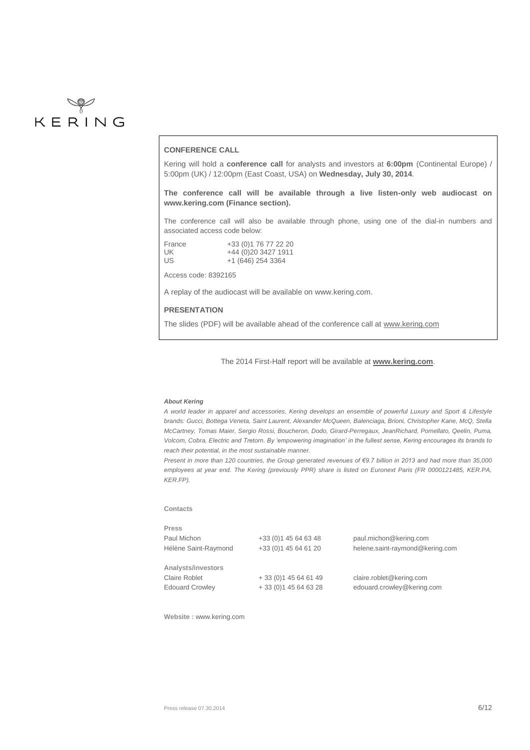KERING

## CONFERENCE CALL

Kering will hold a **conference call** for analysts and investors at **6:00pm** (Continental Europe) / 5:00pm (UK) / 12:00pm (East Coast, USA) on **Wednesday, July 30, 2014**.

**The conference call will be available through a live listen-only web audiocast on www.kering.com (Finance section).**

The conference call will also be available through phone, using one of the dial-in numbers and associated access code below:

| | |
|---|---|
| France | +33 (0)1 76 77 22 20 |
| UK | +44 (0)20 3427 1911 |
| US | +1 (646) 254 3364 |

Access code: 8392165

A replay of the audiocast will be available on www.kering.com.

## PRESENTATION

The slides (PDF) will be available ahead of the conference call at www.kering.com

The 2014 First-Half report will be available at **www.kering.com**.

***About Kering***

*A world leader in apparel and accessories, Kering develops an ensemble of powerful Luxury and Sport & Lifestyle brands: Gucci, Bottega Veneta, Saint Laurent, Alexander McQueen, Balenciaga, Brioni, Christopher Kane, McQ, Stella McCartney, Tomas Maier, Sergio Rossi, Boucheron, Dodo, Girard-Perregaux, JeanRichard, Pomellato, Qeelin, Puma, Volcom, Cobra, Electric and Tretorn. By 'empowering imagination' in the fullest sense, Kering encourages its brands to reach their potential, in the most sustainable manner.*

*Present in more than 120 countries, the Group generated revenues of €9.7 billion in 2013 and had more than 35,000 employees at year end. The Kering (previously PPR) share is listed on Euronext Paris (FR 0000121485, KER.PA, KER.FP).*

**Contacts**

| | | |
|---|---|---|
| **Press** | | |
| Paul Michon | +33 (0)1 45 64 63 48 | paul.michon@kering.com |
| Hélène Saint-Raymond | +33 (0)1 45 64 61 20 | helene.saint-raymond@kering.com |
| **Analysts/investors** | | |
| Claire Roblet | + 33 (0)1 45 64 61 49 | claire.roblet@kering.com |
| Edouard Crowley | + 33 (0)1 45 64 63 28 | edouard.crowley@kering.com |

**Website :** www.kering.com

Press release 07.30.2014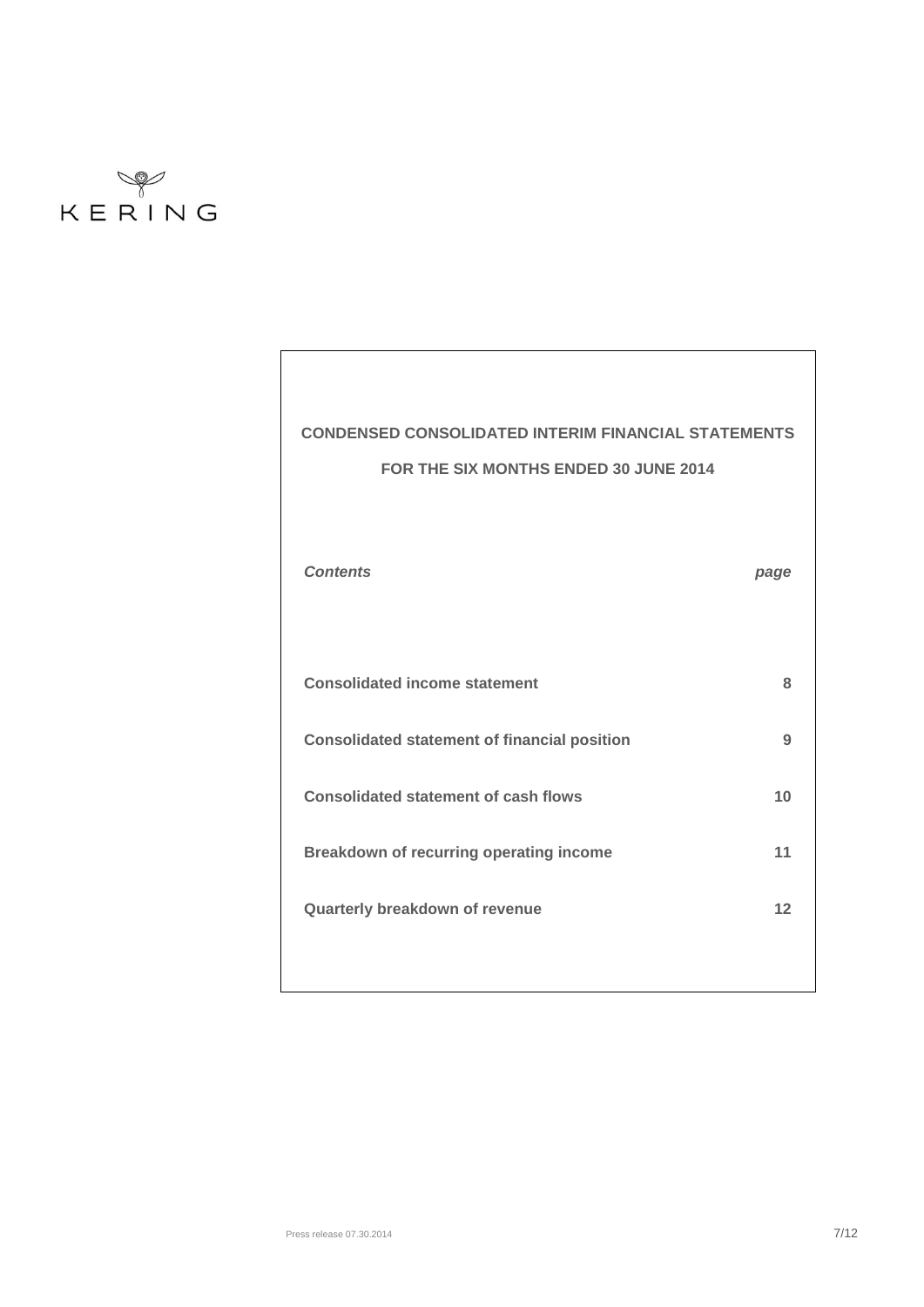KERING

**CONDENSED CONSOLIDATED INTERIM FINANCIAL STATEMENTS**

**FOR THE SIX MONTHS ENDED 30 JUNE 2014**

| ***Contents*** | ***page*** |
|---|---|
| **Consolidated income statement** | **8** |
| **Consolidated statement of financial position** | **9** |
| **Consolidated statement of cash flows** | **10** |
| **Breakdown of recurring operating income** | **11** |
| **Quarterly breakdown of revenue** | **12** |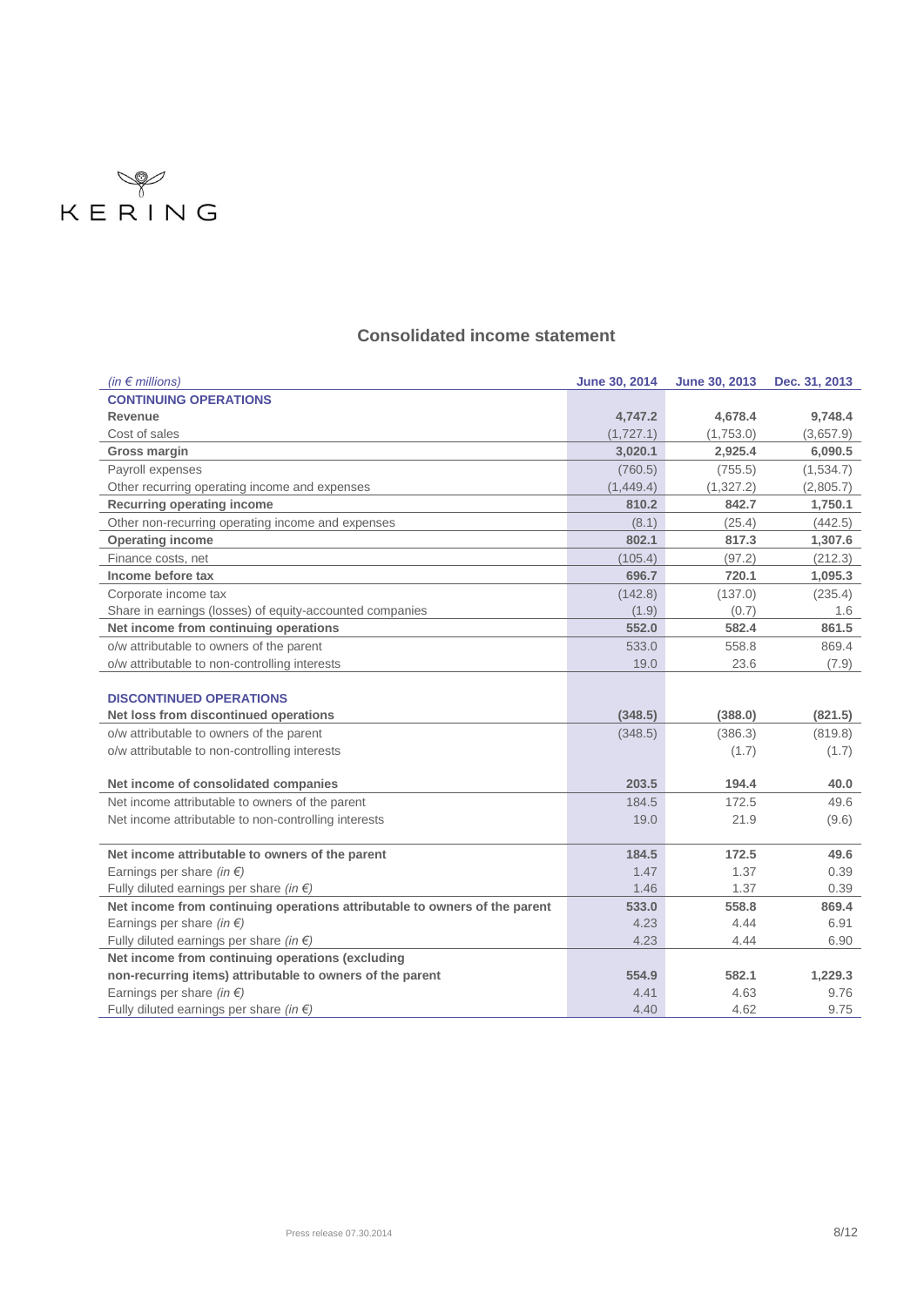KERING

## Consolidated income statement

| *(in € millions)* | June 30, 2014 | June 30, 2013 | Dec. 31, 2013 |
|---|---|---|---|
| **CONTINUING OPERATIONS** | | | |
| **Revenue** | **4,747.2** | **4,678.4** | **9,748.4** |
| Cost of sales | (1,727.1) | (1,753.0) | (3,657.9) |
| **Gross margin** | **3,020.1** | **2,925.4** | **6,090.5** |
| Payroll expenses | (760.5) | (755.5) | (1,534.7) |
| Other recurring operating income and expenses | (1,449.4) | (1,327.2) | (2,805.7) |
| **Recurring operating income** | **810.2** | **842.7** | **1,750.1** |
| Other non-recurring operating income and expenses | (8.1) | (25.4) | (442.5) |
| **Operating income** | **802.1** | **817.3** | **1,307.6** |
| Finance costs, net | (105.4) | (97.2) | (212.3) |
| **Income before tax** | **696.7** | **720.1** | **1,095.3** |
| Corporate income tax | (142.8) | (137.0) | (235.4) |
| Share in earnings (losses) of equity-accounted companies | (1.9) | (0.7) | 1.6 |
| **Net income from continuing operations** | **552.0** | **582.4** | **861.5** |
| o/w attributable to owners of the parent | 533.0 | 558.8 | 869.4 |
| o/w attributable to non-controlling interests | 19.0 | 23.6 | (7.9) |
| **DISCONTINUED OPERATIONS** | | | |
| **Net loss from discontinued operations** | **(348.5)** | **(388.0)** | **(821.5)** |
| o/w attributable to owners of the parent | (348.5) | (386.3) | (819.8) |
| o/w attributable to non-controlling interests | | (1.7) | (1.7) |
| **Net income of consolidated companies** | **203.5** | **194.4** | **40.0** |
| Net income attributable to owners of the parent | 184.5 | 172.5 | 49.6 |
| Net income attributable to non-controlling interests | 19.0 | 21.9 | (9.6) |
| **Net income attributable to owners of the parent** | **184.5** | **172.5** | **49.6** |
| Earnings per share *(in €)* | 1.47 | 1.37 | 0.39 |
| Fully diluted earnings per share *(in €)* | 1.46 | 1.37 | 0.39 |
| **Net income from continuing operations attributable to owners of the parent** | **533.0** | **558.8** | **869.4** |
| Earnings per share *(in €)* | 4.23 | 4.44 | 6.91 |
| Fully diluted earnings per share *(in €)* | 4.23 | 4.44 | 6.90 |
| **Net income from continuing operations (excluding non-recurring items) attributable to owners of the parent** | **554.9** | **582.1** | **1,229.3** |
| Earnings per share *(in €)* | 4.41 | 4.63 | 9.76 |
| Fully diluted earnings per share *(in €)* | 4.40 | 4.62 | 9.75 |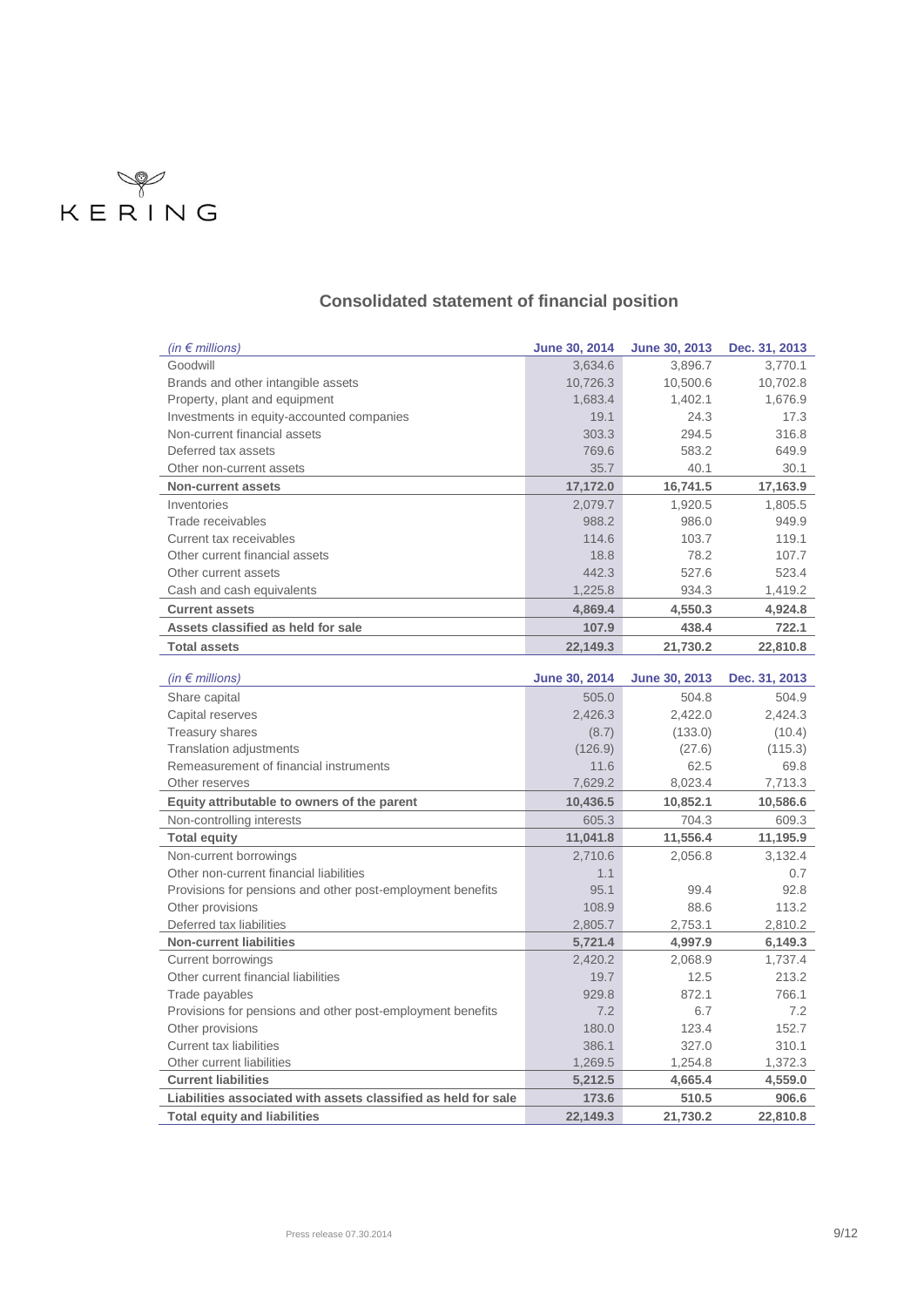KERING

## Consolidated statement of financial position

| *(in € millions)* | June 30, 2014 | June 30, 2013 | Dec. 31, 2013 |
|---|---|---|---|
| Goodwill | 3,634.6 | 3,896.7 | 3,770.1 |
| Brands and other intangible assets | 10,726.3 | 10,500.6 | 10,702.8 |
| Property, plant and equipment | 1,683.4 | 1,402.1 | 1,676.9 |
| Investments in equity-accounted companies | 19.1 | 24.3 | 17.3 |
| Non-current financial assets | 303.3 | 294.5 | 316.8 |
| Deferred tax assets | 769.6 | 583.2 | 649.9 |
| Other non-current assets | 35.7 | 40.1 | 30.1 |
| **Non-current assets** | **17,172.0** | **16,741.5** | **17,163.9** |
| Inventories | 2,079.7 | 1,920.5 | 1,805.5 |
| Trade receivables | 988.2 | 986.0 | 949.9 |
| Current tax receivables | 114.6 | 103.7 | 119.1 |
| Other current financial assets | 18.8 | 78.2 | 107.7 |
| Other current assets | 442.3 | 527.6 | 523.4 |
| Cash and cash equivalents | 1,225.8 | 934.3 | 1,419.2 |
| **Current assets** | **4,869.4** | **4,550.3** | **4,924.8** |
| **Assets classified as held for sale** | **107.9** | **438.4** | **722.1** |
| **Total assets** | **22,149.3** | **21,730.2** | **22,810.8** |

| *(in € millions)* | June 30, 2014 | June 30, 2013 | Dec. 31, 2013 |
|---|---|---|---|
| Share capital | 505.0 | 504.8 | 504.9 |
| Capital reserves | 2,426.3 | 2,422.0 | 2,424.3 |
| Treasury shares | (8.7) | (133.0) | (10.4) |
| Translation adjustments | (126.9) | (27.6) | (115.3) |
| Remeasurement of financial instruments | 11.6 | 62.5 | 69.8 |
| Other reserves | 7,629.2 | 8,023.4 | 7,713.3 |
| **Equity attributable to owners of the parent** | **10,436.5** | **10,852.1** | **10,586.6** |
| Non-controlling interests | 605.3 | 704.3 | 609.3 |
| **Total equity** | **11,041.8** | **11,556.4** | **11,195.9** |
| Non-current borrowings | 2,710.6 | 2,056.8 | 3,132.4 |
| Other non-current financial liabilities | 1.1 | | 0.7 |
| Provisions for pensions and other post-employment benefits | 95.1 | 99.4 | 92.8 |
| Other provisions | 108.9 | 88.6 | 113.2 |
| Deferred tax liabilities | 2,805.7 | 2,753.1 | 2,810.2 |
| **Non-current liabilities** | **5,721.4** | **4,997.9** | **6,149.3** |
| Current borrowings | 2,420.2 | 2,068.9 | 1,737.4 |
| Other current financial liabilities | 19.7 | 12.5 | 213.2 |
| Trade payables | 929.8 | 872.1 | 766.1 |
| Provisions for pensions and other post-employment benefits | 7.2 | 6.7 | 7.2 |
| Other provisions | 180.0 | 123.4 | 152.7 |
| Current tax liabilities | 386.1 | 327.0 | 310.1 |
| Other current liabilities | 1,269.5 | 1,254.8 | 1,372.3 |
| **Current liabilities** | **5,212.5** | **4,665.4** | **4,559.0** |
| **Liabilities associated with assets classified as held for sale** | **173.6** | **510.5** | **906.6** |
| **Total equity and liabilities** | **22,149.3** | **21,730.2** | **22,810.8** |

Press release 07.30.2014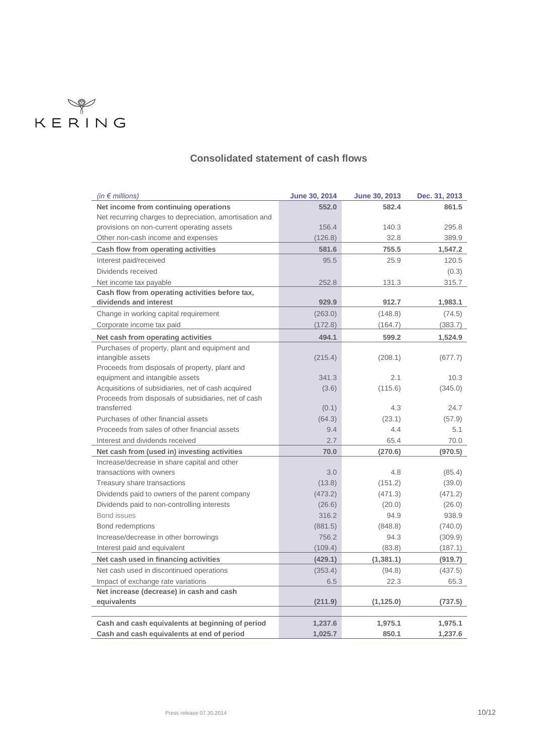## Consolidated statement of cash flows

| *(in € millions)* | June 30, 2014 | June 30, 2013 | Dec. 31, 2013 |
|---|---|---|---|
| **Net income from continuing operations** | **552.0** | **582.4** | **861.5** |
| Net recurring charges to depreciation, amortisation and provisions on non-current operating assets | 156.4 | 140.3 | 295.8 |
| Other non-cash income and expenses | (126.8) | 32.8 | 389.9 |
| **Cash flow from operating activities** | **581.6** | **755.5** | **1,547.2** |
| Interest paid/received | 95.5 | 25.9 | 120.5 |
| Dividends received | | | (0.3) |
| Net income tax payable | 252.8 | 131.3 | 315.7 |
| **Cash flow from operating activities before tax, dividends and interest** | **929.9** | **912.7** | **1,983.1** |
| Change in working capital requirement | (263.0) | (148.8) | (74.5) |
| Corporate income tax paid | (172.8) | (164.7) | (383.7) |
| **Net cash from operating activities** | **494.1** | **599.2** | **1,524.9** |
| Purchases of property, plant and equipment and intangible assets | (215.4) | (208.1) | (677.7) |
| Proceeds from disposals of property, plant and equipment and intangible assets | 341.3 | 2.1 | 10.3 |
| Acquisitions of subsidiaries, net of cash acquired | (3.6) | (115.6) | (345.0) |
| Proceeds from disposals of subsidiaries, net of cash transferred | (0.1) | 4.3 | 24.7 |
| Purchases of other financial assets | (64.3) | (23.1) | (57.9) |
| Proceeds from sales of other financial assets | 9.4 | 4.4 | 5.1 |
| Interest and dividends received | 2.7 | 65.4 | 70.0 |
| **Net cash from (used in) investing activities** | **70.0** | **(270.6)** | **(970.5)** |
| Increase/decrease in share capital and other transactions with owners | 3.0 | 4.8 | (85.4) |
| Treasury share transactions | (13.8) | (151.2) | (39.0) |
| Dividends paid to owners of the parent company | (473.2) | (471.3) | (471.2) |
| Dividends paid to non-controlling interests | (26.6) | (20.0) | (26.0) |
| Bond issues | 316.2 | 94.9 | 938.9 |
| Bond redemptions | (881.5) | (848.8) | (740.0) |
| Increase/decrease in other borrowings | 756.2 | 94.3 | (309.9) |
| Interest paid and equivalent | (109.4) | (83.8) | (187.1) |
| **Net cash used in financing activities** | **(429.1)** | **(1,381.1)** | **(919.7)** |
| Net cash used in discontinued operations | (353.4) | (94.8) | (437.5) |
| Impact of exchange rate variations | 6.5 | 22.3 | 65.3 |
| **Net increase (decrease) in cash and cash equivalents** | **(211.9)** | **(1,125.0)** | **(737.5)** |
| | | | |
| **Cash and cash equivalents at beginning of period** | **1,237.6** | **1,975.1** | **1,975.1** |
| **Cash and cash equivalents at end of period** | **1,025.7** | **850.1** | **1,237.6** |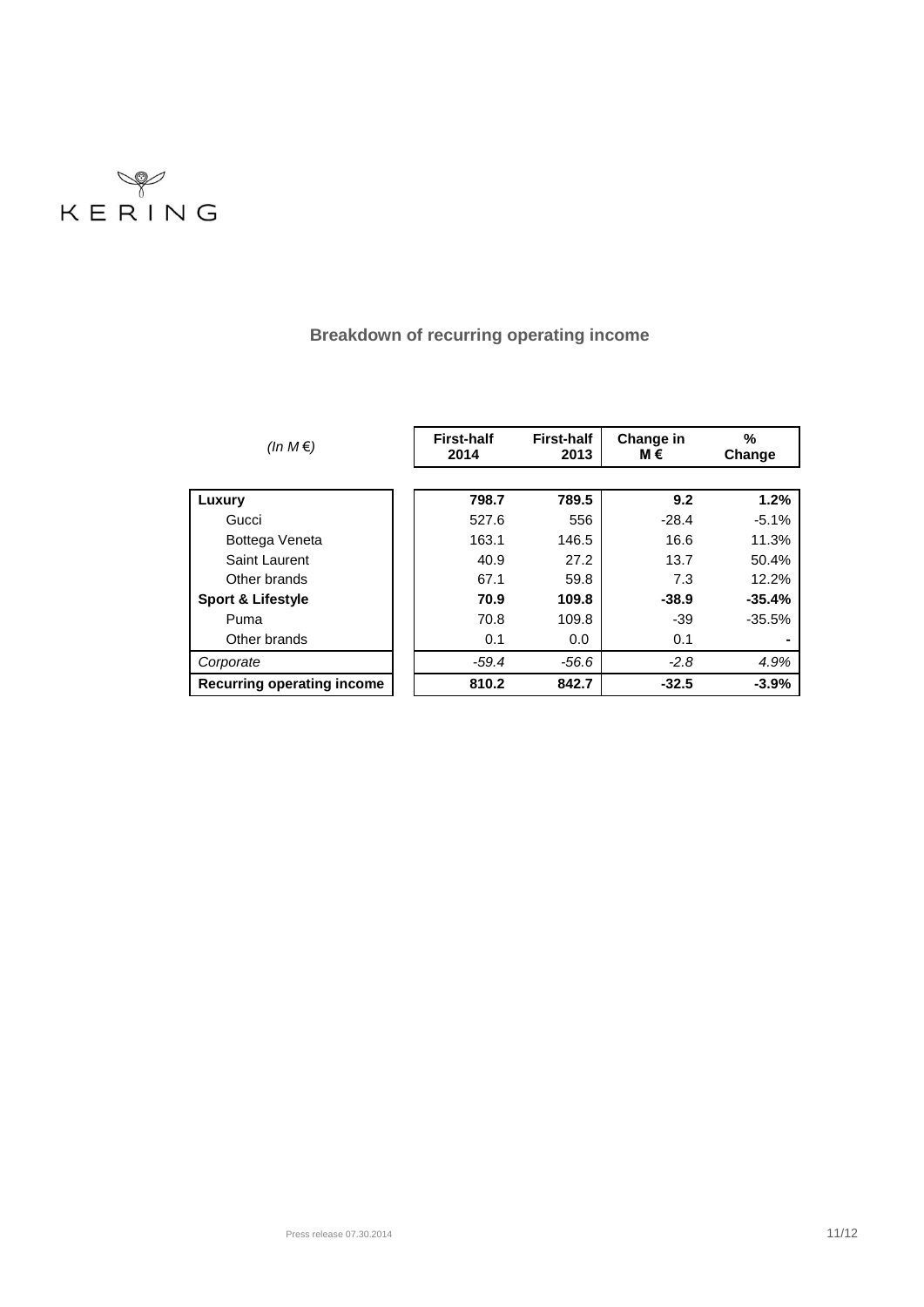KERING

## Breakdown of recurring operating income

| *(In M €)* | First-half 2014 | First-half 2013 | Change in M € | % Change |
|---|---|---|---|---|
| **Luxury** | **798.7** | **789.5** | **9.2** | **1.2%** |
| Gucci | 527.6 | 556 | -28.4 | -5.1% |
| Bottega Veneta | 163.1 | 146.5 | 16.6 | 11.3% |
| Saint Laurent | 40.9 | 27.2 | 13.7 | 50.4% |
| Other brands | 67.1 | 59.8 | 7.3 | 12.2% |
| **Sport & Lifestyle** | **70.9** | **109.8** | **-38.9** | **-35.4%** |
| Puma | 70.8 | 109.8 | -39 | -35.5% |
| Other brands | 0.1 | 0.0 | 0.1 | - |
| *Corporate* | *-59.4* | *-56.6* | *-2.8* | *4.9%* |
| **Recurring operating income** | **810.2** | **842.7** | **-32.5** | **-3.9%** |

Press release 07.30.2014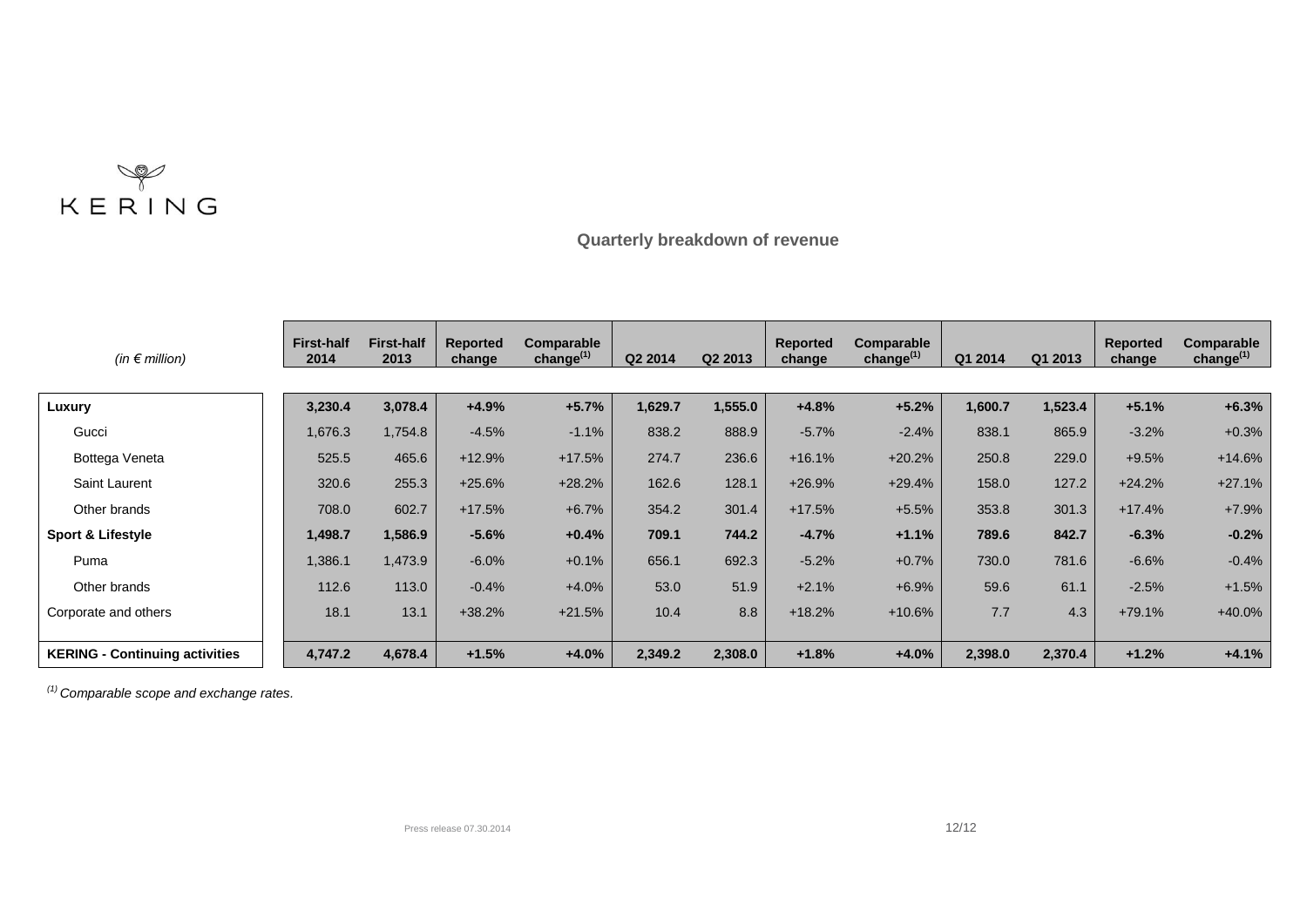## Quarterly breakdown of revenue

| *(in € million)* | First-half 2014 | First-half 2013 | Reported change | Comparable change[1] | Q2 2014 | Q2 2013 | Reported change | Comparable change[1] | Q1 2014 | Q1 2013 | Reported change | Comparable change[1] |
|---|---|---|---|---|---|---|---|---|---|---|---|---|
| **Luxury** | **3,230.4** | **3,078.4** | **+4.9%** | **+5.7%** | **1,629.7** | **1,555.0** | **+4.8%** | **+5.2%** | **1,600.7** | **1,523.4** | **+5.1%** | **+6.3%** |
| Gucci | 1,676.3 | 1,754.8 | -4.5% | -1.1% | 838.2 | 888.9 | -5.7% | -2.4% | 838.1 | 865.9 | -3.2% | +0.3% |
| Bottega Veneta | 525.5 | 465.6 | +12.9% | +17.5% | 274.7 | 236.6 | +16.1% | +20.2% | 250.8 | 229.0 | +9.5% | +14.6% |
| Saint Laurent | 320.6 | 255.3 | +25.6% | +28.2% | 162.6 | 128.1 | +26.9% | +29.4% | 158.0 | 127.2 | +24.2% | +27.1% |
| Other brands | 708.0 | 602.7 | +17.5% | +6.7% | 354.2 | 301.4 | +17.5% | +5.5% | 353.8 | 301.3 | +17.4% | +7.9% |
| **Sport & Lifestyle** | **1,498.7** | **1,586.9** | **-5.6%** | **+0.4%** | **709.1** | **744.2** | **-4.7%** | **+1.1%** | **789.6** | **842.7** | **-6.3%** | **-0.2%** |
| Puma | 1,386.1 | 1,473.9 | -6.0% | +0.1% | 656.1 | 692.3 | -5.2% | +0.7% | 730.0 | 781.6 | -6.6% | -0.4% |
| Other brands | 112.6 | 113.0 | -0.4% | +4.0% | 53.0 | 51.9 | +2.1% | +6.9% | 59.6 | 61.1 | -2.5% | +1.5% |
| Corporate and others | 18.1 | 13.1 | +38.2% | +21.5% | 10.4 | 8.8 | +18.2% | +10.6% | 7.7 | 4.3 | +79.1% | +40.0% |
| **KERING - Continuing activities** | **4,747.2** | **4,678.4** | **+1.5%** | **+4.0%** | **2,349.2** | **2,308.0** | **+1.8%** | **+4.0%** | **2,398.0** | **2,370.4** | **+1.2%** | **+4.1%** |

[1] *Comparable scope and exchange rates.*